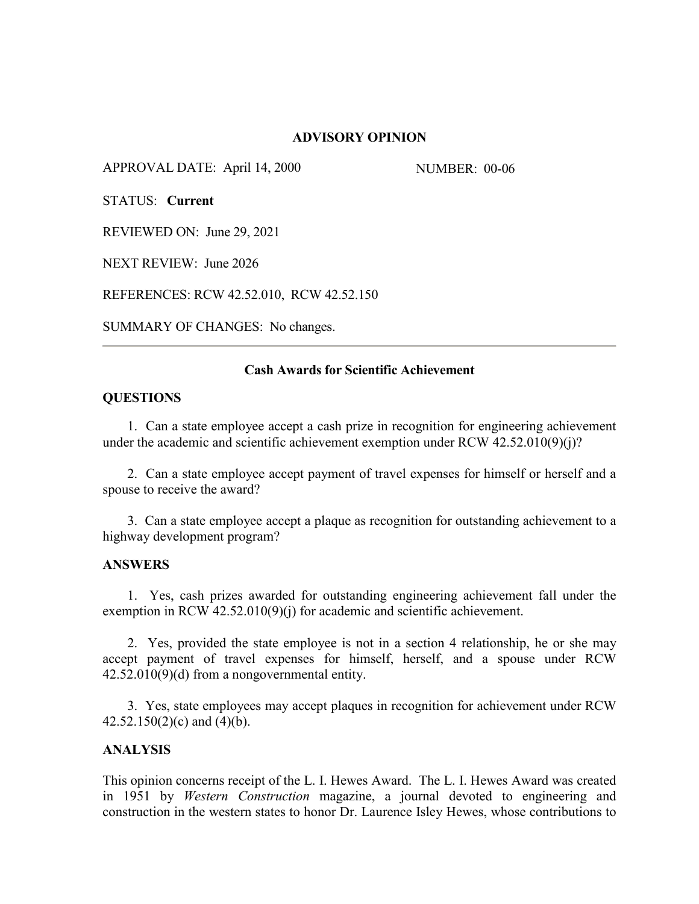# ADVISORY OPINION

APPROVAL DATE: April 14, 2000 NUMBER: 00-06

STATUS: **Current**

REVIEWED ON: June 29, 2021

NEXT REVIEW: June 2026

REFERENCES: RCW 42.52.010, RCW 42.52.150

SUMMARY OF CHANGES: No changes.

---

## Cash Awards for Scientific Achievement

### QUESTIONS

1. Can a state employee accept a cash prize in recognition for engineering achievement under the academic and scientific achievement exemption under RCW 42.52.010(9)(j)?

2. Can a state employee accept payment of travel expenses for himself or herself and a spouse to receive the award?

3. Can a state employee accept a plaque as recognition for outstanding achievement to a highway development program?

### ANSWERS

1. Yes, cash prizes awarded for outstanding engineering achievement fall under the exemption in RCW 42.52.010(9)(j) for academic and scientific achievement.

2. Yes, provided the state employee is not in a section 4 relationship, he or she may accept payment of travel expenses for himself, herself, and a spouse under RCW 42.52.010(9)(d) from a nongovernmental entity.

3. Yes, state employees may accept plaques in recognition for achievement under RCW 42.52.150(2)(c) and (4)(b).

### ANALYSIS

This opinion concerns receipt of the L. I. Hewes Award. The L. I. Hewes Award was created in 1951 by *Western Construction* magazine, a journal devoted to engineering and construction in the western states to honor Dr. Laurence Isley Hewes, whose contributions to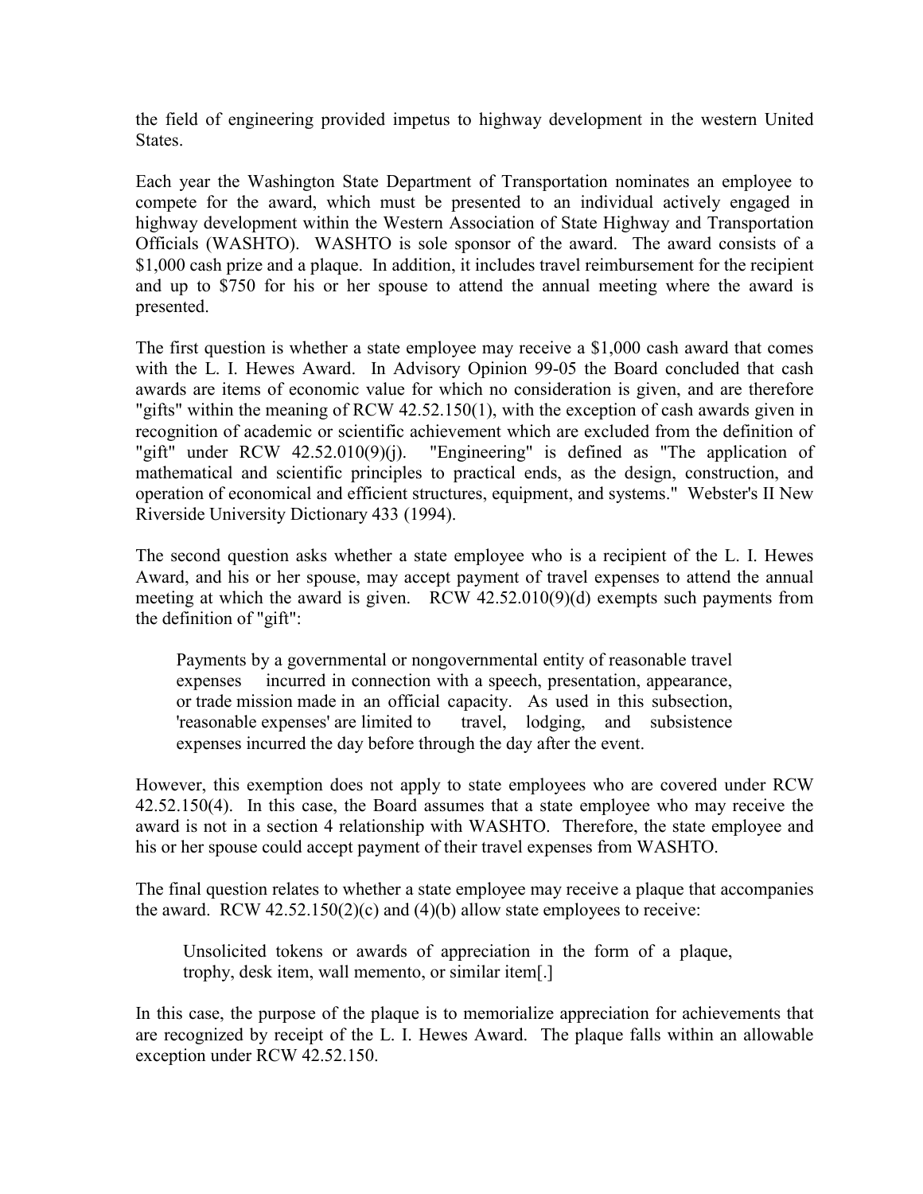the field of engineering provided impetus to highway development in the western United States.

Each year the Washington State Department of Transportation nominates an employee to compete for the award, which must be presented to an individual actively engaged in highway development within the Western Association of State Highway and Transportation Officials (WASHTO). WASHTO is sole sponsor of the award. The award consists of a $1,000 cash prize and a plaque. In addition, it includes travel reimbursement for the recipient and up to $750 for his or her spouse to attend the annual meeting where the award is presented.

The first question is whether a state employee may receive a $1,000 cash award that comes with the L. I. Hewes Award. In Advisory Opinion 99-05 the Board concluded that cash awards are items of economic value for which no consideration is given, and are therefore "gifts" within the meaning of RCW 42.52.150(1), with the exception of cash awards given in recognition of academic or scientific achievement which are excluded from the definition of "gift" under RCW 42.52.010(9)(j). "Engineering" is defined as "The application of mathematical and scientific principles to practical ends, as the design, construction, and operation of economical and efficient structures, equipment, and systems." Webster's II New Riverside University Dictionary 433 (1994).

The second question asks whether a state employee who is a recipient of the L. I. Hewes Award, and his or her spouse, may accept payment of travel expenses to attend the annual meeting at which the award is given. RCW 42.52.010(9)(d) exempts such payments from the definition of "gift":

> Payments by a governmental or nongovernmental entity of reasonable travel expenses incurred in connection with a speech, presentation, appearance, or trade mission made in an official capacity. As used in this subsection, 'reasonable expenses' are limited to travel, lodging, and subsistence expenses incurred the day before through the day after the event.

However, this exemption does not apply to state employees who are covered under RCW 42.52.150(4). In this case, the Board assumes that a state employee who may receive the award is not in a section 4 relationship with WASHTO. Therefore, the state employee and his or her spouse could accept payment of their travel expenses from WASHTO.

The final question relates to whether a state employee may receive a plaque that accompanies the award. RCW 42.52.150(2)(c) and (4)(b) allow state employees to receive:

> Unsolicited tokens or awards of appreciation in the form of a plaque, trophy, desk item, wall memento, or similar item[.]

In this case, the purpose of the plaque is to memorialize appreciation for achievements that are recognized by receipt of the L. I. Hewes Award. The plaque falls within an allowable exception under RCW 42.52.150.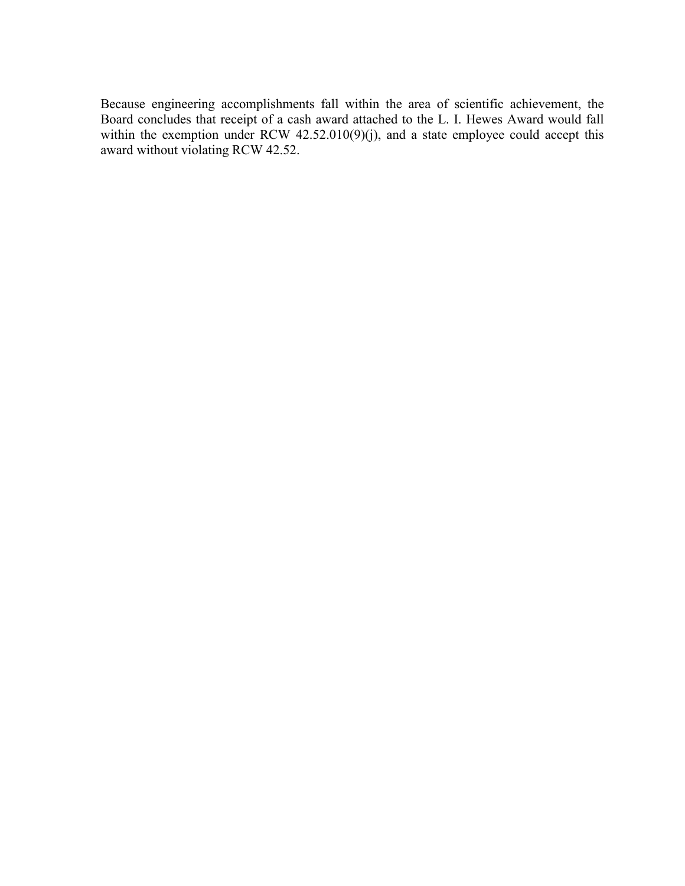Because engineering accomplishments fall within the area of scientific achievement, the Board concludes that receipt of a cash award attached to the L. I. Hewes Award would fall within the exemption under RCW 42.52.010(9)(j), and a state employee could accept this award without violating RCW 42.52.